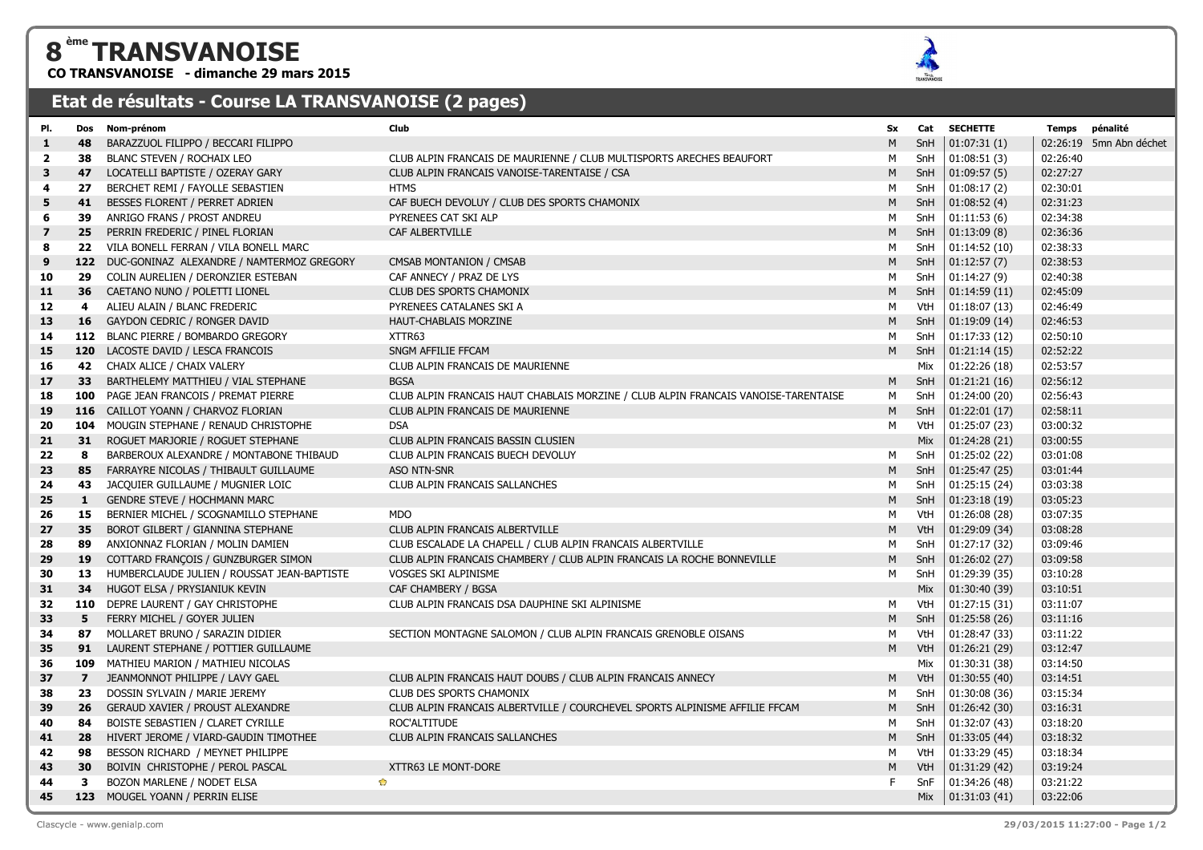# 8ème TRANSVANOISE

**CO TRANSVANOISE - dimanche 29 mars 2015**

## Etat de résultats - Course LA TRANSVANOISE (2 pages)

| Pl. | Dos | Nom-prénom | Club | Sx | Cat | SECHETTE | Temps | pénalité |
|---|---|---|---|---|---|---|---|---|
| 1 | 48 | BARAZZUOL FILIPPO / BECCARI FILIPPO | | M | SnH | 01:07:31 (1) | 02:26:19 | 5mn Abn déchet |
| 2 | 38 | BLANC STEVEN / ROCHAIX LEO | CLUB ALPIN FRANCAIS DE MAURIENNE / CLUB MULTISPORTS ARECHES BEAUFORT | M | SnH | 01:08:51 (3) | 02:26:40 | |
| 3 | 47 | LOCATELLI BAPTISTE / OZERAY GARY | CLUB ALPIN FRANCAIS VANOISE-TARENTAISE / CSA | M | SnH | 01:09:57 (5) | 02:27:27 | |
| 4 | 27 | BERCHET REMI / FAYOLLE SEBASTIEN | HTMS | M | SnH | 01:08:17 (2) | 02:30:01 | |
| 5 | 41 | BESSES FLORENT / PERRET ADRIEN | CAF BUECH DEVOLUY / CLUB DES SPORTS CHAMONIX | M | SnH | 01:08:52 (4) | 02:31:23 | |
| 6 | 39 | ANRIGO FRANS / PROST ANDREU | PYRENEES CAT SKI ALP | M | SnH | 01:11:53 (6) | 02:34:38 | |
| 7 | 25 | PERRIN FREDERIC / PINEL FLORIAN | CAF ALBERTVILLE | M | SnH | 01:13:09 (8) | 02:36:36 | |
| 8 | 22 | VILA BONELL FERRAN / VILA BONELL MARC | | M | SnH | 01:14:52 (10) | 02:38:33 | |
| 9 | 122 | DUC-GONINAZ ALEXANDRE / NAMTERMOZ GREGORY | CMSAB MONTANION / CMSAB | M | SnH | 01:12:57 (7) | 02:38:53 | |
| 10 | 29 | COLIN AURELIEN / DERONZIER ESTEBAN | CAF ANNECY / PRAZ DE LYS | M | SnH | 01:14:27 (9) | 02:40:38 | |
| 11 | 36 | CAETANO NUNO / POLETTI LIONEL | CLUB DES SPORTS CHAMONIX | M | SnH | 01:14:59 (11) | 02:45:09 | |
| 12 | 4 | ALIEU ALAIN / BLANC FREDERIC | PYRENEES CATALANES SKI A | M | VtH | 01:18:07 (13) | 02:46:49 | |
| 13 | 16 | GAYDON CEDRIC / RONGER DAVID | HAUT-CHABLAIS MORZINE | M | SnH | 01:19:09 (14) | 02:46:53 | |
| 14 | 112 | BLANC PIERRE / BOMBARDO GREGORY | XTTR63 | M | SnH | 01:17:33 (12) | 02:50:10 | |
| 15 | 120 | LACOSTE DAVID / LESCA FRANCOIS | SNGM AFFILIE FFCAM | M | SnH | 01:21:14 (15) | 02:52:22 | |
| 16 | 42 | CHAIX ALICE / CHAIX VALERY | CLUB ALPIN FRANCAIS DE MAURIENNE | | Mix | 01:22:26 (18) | 02:53:57 | |
| 17 | 33 | BARTHELEMY MATTHIEU / VIAL STEPHANE | BGSA | M | SnH | 01:21:21 (16) | 02:56:12 | |
| 18 | 100 | PAGE JEAN FRANCOIS / PREMAT PIERRE | CLUB ALPIN FRANCAIS HAUT CHABLAIS MORZINE / CLUB ALPIN FRANCAIS VANOISE-TARENTAISE | M | SnH | 01:24:00 (20) | 02:56:43 | |
| 19 | 116 | CAILLOT YOANN / CHARVOZ FLORIAN | CLUB ALPIN FRANCAIS DE MAURIENNE | M | SnH | 01:22:01 (17) | 02:58:11 | |
| 20 | 104 | MOUGIN STEPHANE / RENAUD CHRISTOPHE | DSA | M | VtH | 01:25:07 (23) | 03:00:32 | |
| 21 | 31 | ROGUET MARJORIE / ROGUET STEPHANE | CLUB ALPIN FRANCAIS BASSIN CLUSIEN | | Mix | 01:24:28 (21) | 03:00:55 | |
| 22 | 8 | BARBEROUX ALEXANDRE / MONTABONE THIBAUD | CLUB ALPIN FRANCAIS BUECH DEVOLUY | M | SnH | 01:25:02 (22) | 03:01:08 | |
| 23 | 85 | FARRAYRE NICOLAS / THIBAULT GUILLAUME | ASO NTN-SNR | M | SnH | 01:25:47 (25) | 03:01:44 | |
| 24 | 43 | JACQUIER GUILLAUME / MUGNIER LOIC | CLUB ALPIN FRANCAIS SALLANCHES | M | SnH | 01:25:15 (24) | 03:03:38 | |
| 25 | 1 | GENDRE STEVE / HOCHMANN MARC | | M | SnH | 01:23:18 (19) | 03:05:23 | |
| 26 | 15 | BERNIER MICHEL / SCOGNAMILLO STEPHANE | MDO | M | VtH | 01:26:08 (28) | 03:07:35 | |
| 27 | 35 | BOROT GILBERT / GIANNINA STEPHANE | CLUB ALPIN FRANCAIS ALBERTVILLE | M | VtH | 01:29:09 (34) | 03:08:28 | |
| 28 | 89 | ANXIONNAZ FLORIAN / MOLIN DAMIEN | CLUB ESCALADE LA CHAPELL / CLUB ALPIN FRANCAIS ALBERTVILLE | M | SnH | 01:27:17 (32) | 03:09:46 | |
| 29 | 19 | COTTARD FRANÇOIS / GUNZBURGER SIMON | CLUB ALPIN FRANCAIS CHAMBERY / CLUB ALPIN FRANCAIS LA ROCHE BONNEVILLE | M | SnH | 01:26:02 (27) | 03:09:58 | |
| 30 | 13 | HUMBERCLAUDE JULIEN / ROUSSAT JEAN-BAPTISTE | VOSGES SKI ALPINISME | M | SnH | 01:29:39 (35) | 03:10:28 | |
| 31 | 34 | HUGOT ELSA / PRYSIANIUK KEVIN | CAF CHAMBERY / BGSA | | Mix | 01:30:40 (39) | 03:10:51 | |
| 32 | 110 | DEPRE LAURENT / GAY CHRISTOPHE | CLUB ALPIN FRANCAIS DSA DAUPHINE SKI ALPINISME | M | VtH | 01:27:15 (31) | 03:11:07 | |
| 33 | 5 | FERRY MICHEL / GOYER JULIEN | | M | SnH | 01:25:58 (26) | 03:11:16 | |
| 34 | 87 | MOLLARET BRUNO / SARAZIN DIDIER | SECTION MONTAGNE SALOMON / CLUB ALPIN FRANCAIS GRENOBLE OISANS | M | VtH | 01:28:47 (33) | 03:11:22 | |
| 35 | 91 | LAURENT STEPHANE / POTTIER GUILLAUME | | M | VtH | 01:26:21 (29) | 03:12:47 | |
| 36 | 109 | MATHIEU MARION / MATHIEU NICOLAS | | | Mix | 01:30:31 (38) | 03:14:50 | |
| 37 | 7 | JEANMONNOT PHILIPPE / LAVY GAEL | CLUB ALPIN FRANCAIS HAUT DOUBS / CLUB ALPIN FRANCAIS ANNECY | M | VtH | 01:30:55 (40) | 03:14:51 | |
| 38 | 23 | DOSSIN SYLVAIN / MARIE JEREMY | CLUB DES SPORTS CHAMONIX | M | SnH | 01:30:08 (36) | 03:15:34 | |
| 39 | 26 | GERAUD XAVIER / PROUST ALEXANDRE | CLUB ALPIN FRANCAIS ALBERTVILLE / COURCHEVEL SPORTS ALPINISME AFFILIE FFCAM | M | SnH | 01:26:42 (30) | 03:16:31 | |
| 40 | 84 | BOISTE SEBASTIEN / CLARET CYRILLE | ROC'ALTITUDE | M | SnH | 01:32:07 (43) | 03:18:20 | |
| 41 | 28 | HIVERT JEROME / VIARD-GAUDIN TIMOTHEE | CLUB ALPIN FRANCAIS SALLANCHES | M | SnH | 01:33:05 (44) | 03:18:32 | |
| 42 | 98 | BESSON RICHARD / MEYNET PHILIPPE | | M | VtH | 01:33:29 (45) | 03:18:34 | |
| 43 | 30 | BOIVIN CHRISTOPHE / PEROL PASCAL | XTTR63 LE MONT-DORE | M | VtH | 01:31:29 (42) | 03:19:24 | |
| 44 | 3 | BOZON MARLENE / NODET ELSA | | F | SnF | 01:34:26 (48) | 03:21:22 | |
| 45 | 123 | MOUGEL YOANN / PERRIN ELISE | | | Mix | 01:31:03 (41) | 03:22:06 | |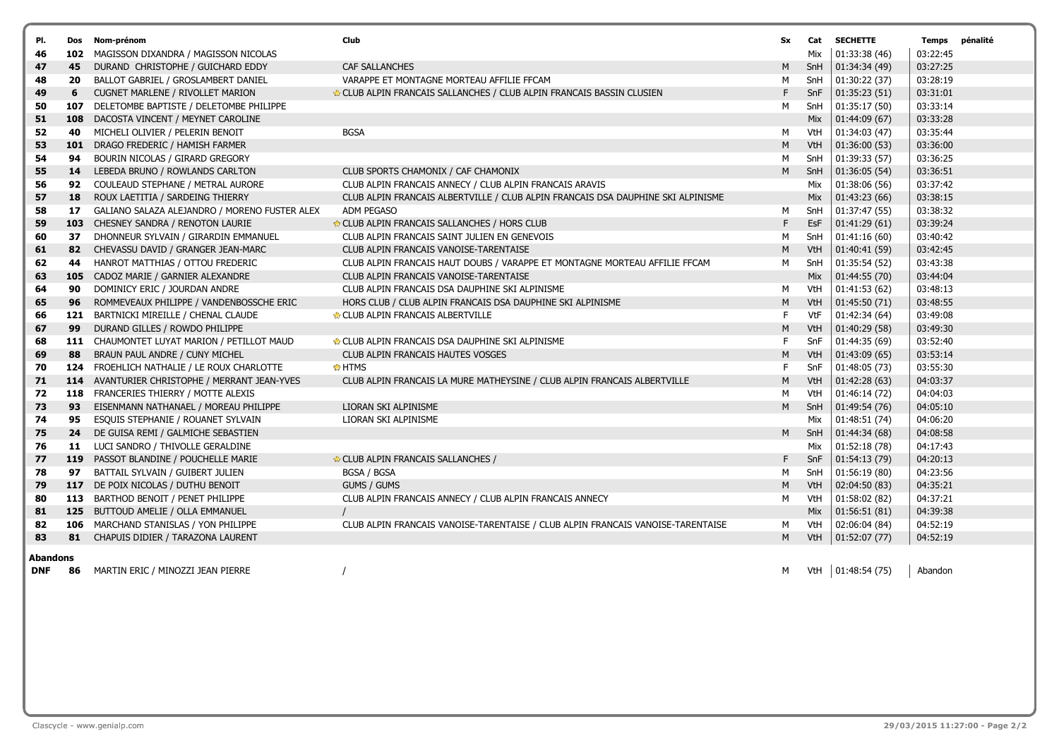| Pl. | Dos | Nom-prénom | Club | Sx | Cat | SECHETTE | Temps | pénalité |
|---|---|---|---|---|---|---|---|---|
| 46 | 102 | MAGISSON DIXANDRA / MAGISSON NICOLAS | | | Mix | 01:33:38 (46) | 03:22:45 | |
| 47 | 45 | DURAND CHRISTOPHE / GUICHARD EDDY | CAF SALLANCHES | M | SnH | 01:34:34 (49) | 03:27:25 | |
| 48 | 20 | BALLOT GABRIEL / GROSLAMBERT DANIEL | VARAPPE ET MONTAGNE MORTEAU AFFILIE FFCAM | M | SnH | 01:30:22 (37) | 03:28:19 | |
| 49 | 6 | CUGNET MARLENE / RIVOLLET MARION | CLUB ALPIN FRANCAIS SALLANCHES / CLUB ALPIN FRANCAIS BASSIN CLUSIEN | F | SnF | 01:35:23 (51) | 03:31:01 | |
| 50 | 107 | DELETOMBE BAPTISTE / DELETOMBE PHILIPPE | | M | SnH | 01:35:17 (50) | 03:33:14 | |
| 51 | 108 | DACOSTA VINCENT / MEYNET CAROLINE | | | Mix | 01:44:09 (67) | 03:33:28 | |
| 52 | 40 | MICHELI OLIVIER / PELERIN BENOIT | BGSA | M | VtH | 01:34:03 (47) | 03:35:44 | |
| 53 | 101 | DRAGO FREDERIC / HAMISH FARMER | | M | VtH | 01:36:00 (53) | 03:36:00 | |
| 54 | 94 | BOURIN NICOLAS / GIRARD GREGORY | | M | SnH | 01:39:33 (57) | 03:36:25 | |
| 55 | 14 | LEBEDA BRUNO / ROWLANDS CARLTON | CLUB SPORTS CHAMONIX / CAF CHAMONIX | M | SnH | 01:36:05 (54) | 03:36:51 | |
| 56 | 92 | COULEAUD STEPHANE / METRAL AURORE | CLUB ALPIN FRANCAIS ANNECY / CLUB ALPIN FRANCAIS ARAVIS | | Mix | 01:38:06 (56) | 03:37:42 | |
| 57 | 18 | ROUX LAETITIA / SARDEING THIERRY | CLUB ALPIN FRANCAIS ALBERTVILLE / CLUB ALPIN FRANCAIS DSA DAUPHINE SKI ALPINISME | | Mix | 01:43:23 (66) | 03:38:15 | |
| 58 | 17 | GALIANO SALAZA ALEJANDRO / MORENO FUSTER ALEX | ADM PEGASO | M | SnH | 01:37:47 (55) | 03:38:32 | |
| 59 | 103 | CHESNEY SANDRA / RENOTON LAURIE | CLUB ALPIN FRANCAIS SALLANCHES / HORS CLUB | F | EsF | 01:41:29 (61) | 03:39:24 | |
| 60 | 37 | DHONNEUR SYLVAIN / GIRARDIN EMMANUEL | CLUB ALPIN FRANCAIS SAINT JULIEN EN GENEVOIS | M | SnH | 01:41:16 (60) | 03:40:42 | |
| 61 | 82 | CHEVASSU DAVID / GRANGER JEAN-MARC | CLUB ALPIN FRANCAIS VANOISE-TARENTAISE | M | VtH | 01:40:41 (59) | 03:42:45 | |
| 62 | 44 | HANROT MATTHIAS / OTTOU FREDERIC | CLUB ALPIN FRANCAIS HAUT DOUBS / VARAPPE ET MONTAGNE MORTEAU AFFILIE FFCAM | M | SnH | 01:35:54 (52) | 03:43:38 | |
| 63 | 105 | CADOZ MARIE / GARNIER ALEXANDRE | CLUB ALPIN FRANCAIS VANOISE-TARENTAISE | | Mix | 01:44:55 (70) | 03:44:04 | |
| 64 | 90 | DOMINICY ERIC / JOURDAN ANDRE | CLUB ALPIN FRANCAIS DSA DAUPHINE SKI ALPINISME | M | VtH | 01:41:53 (62) | 03:48:13 | |
| 65 | 96 | ROMMEVEAUX PHILIPPE / VANDENBOSSCHE ERIC | HORS CLUB / CLUB ALPIN FRANCAIS DSA DAUPHINE SKI ALPINISME | M | VtH | 01:45:50 (71) | 03:48:55 | |
| 66 | 121 | BARTNICKI MIREILLE / CHENAL CLAUDE | CLUB ALPIN FRANCAIS ALBERTVILLE | F | VtF | 01:42:34 (64) | 03:49:08 | |
| 67 | 99 | DURAND GILLES / ROWDO PHILIPPE | | M | VtH | 01:40:29 (58) | 03:49:30 | |
| 68 | 111 | CHAUMONTET LUYAT MARION / PETILLOT MAUD | CLUB ALPIN FRANCAIS DSA DAUPHINE SKI ALPINISME | F | SnF | 01:44:35 (69) | 03:52:40 | |
| 69 | 88 | BRAUN PAUL ANDRE / CUNY MICHEL | CLUB ALPIN FRANCAIS HAUTES VOSGES | M | VtH | 01:43:09 (65) | 03:53:14 | |
| 70 | 124 | FROEHLICH NATHALIE / LE ROUX CHARLOTTE | HTMS | F | SnF | 01:48:05 (73) | 03:55:30 | |
| 71 | 114 | AVANTURIER CHRISTOPHE / MERRANT JEAN-YVES | CLUB ALPIN FRANCAIS LA MURE MATHEYSINE / CLUB ALPIN FRANCAIS ALBERTVILLE | M | VtH | 01:42:28 (63) | 04:03:37 | |
| 72 | 118 | FRANCERIES THIERRY / MOTTE ALEXIS | | M | VtH | 01:46:14 (72) | 04:04:03 | |
| 73 | 93 | EISENMANN NATHANAEL / MOREAU PHILIPPE | LIORAN SKI ALPINISME | M | SnH | 01:49:54 (76) | 04:05:10 | |
| 74 | 95 | ESQUIS STEPHANIE / ROUANET SYLVAIN | LIORAN SKI ALPINISME | | Mix | 01:48:51 (74) | 04:06:20 | |
| 75 | 24 | DE GUISA REMI / GALMICHE SEBASTIEN | | M | SnH | 01:44:34 (68) | 04:08:58 | |
| 76 | 11 | LUCI SANDRO / THIVOLLE GERALDINE | | | Mix | 01:52:18 (78) | 04:17:43 | |
| 77 | 119 | PASSOT BLANDINE / POUCHELLE MARIE | CLUB ALPIN FRANCAIS SALLANCHES / | F | SnF | 01:54:13 (79) | 04:20:13 | |
| 78 | 97 | BATTAIL SYLVAIN / GUIBERT JULIEN | BGSA / BGSA | M | SnH | 01:56:19 (80) | 04:23:56 | |
| 79 | 117 | DE POIX NICOLAS / DUTHU BENOIT | GUMS / GUMS | M | VtH | 02:04:50 (83) | 04:35:21 | |
| 80 | 113 | BARTHOD BENOIT / PENET PHILIPPE | CLUB ALPIN FRANCAIS ANNECY / CLUB ALPIN FRANCAIS ANNECY | M | VtH | 01:58:02 (82) | 04:37:21 | |
| 81 | 125 | BUTTOUD AMELIE / OLLA EMMANUEL | / | | Mix | 01:56:51 (81) | 04:39:38 | |
| 82 | 106 | MARCHAND STANISLAS / YON PHILIPPE | CLUB ALPIN FRANCAIS VANOISE-TARENTAISE / CLUB ALPIN FRANCAIS VANOISE-TARENTAISE | M | VtH | 02:06:04 (84) | 04:52:19 | |
| 83 | 81 | CHAPUIS DIDIER / TARAZONA LAURENT | | M | VtH | 01:52:07 (77) | 04:52:19 | |

**Abandons**

| | | | | | | | | |
|---|---|---|---|---|---|---|---|---|
| DNF | 86 | MARTIN ERIC / MINOZZI JEAN PIERRE | / | M | VtH | 01:48:54 (75) | Abandon | |